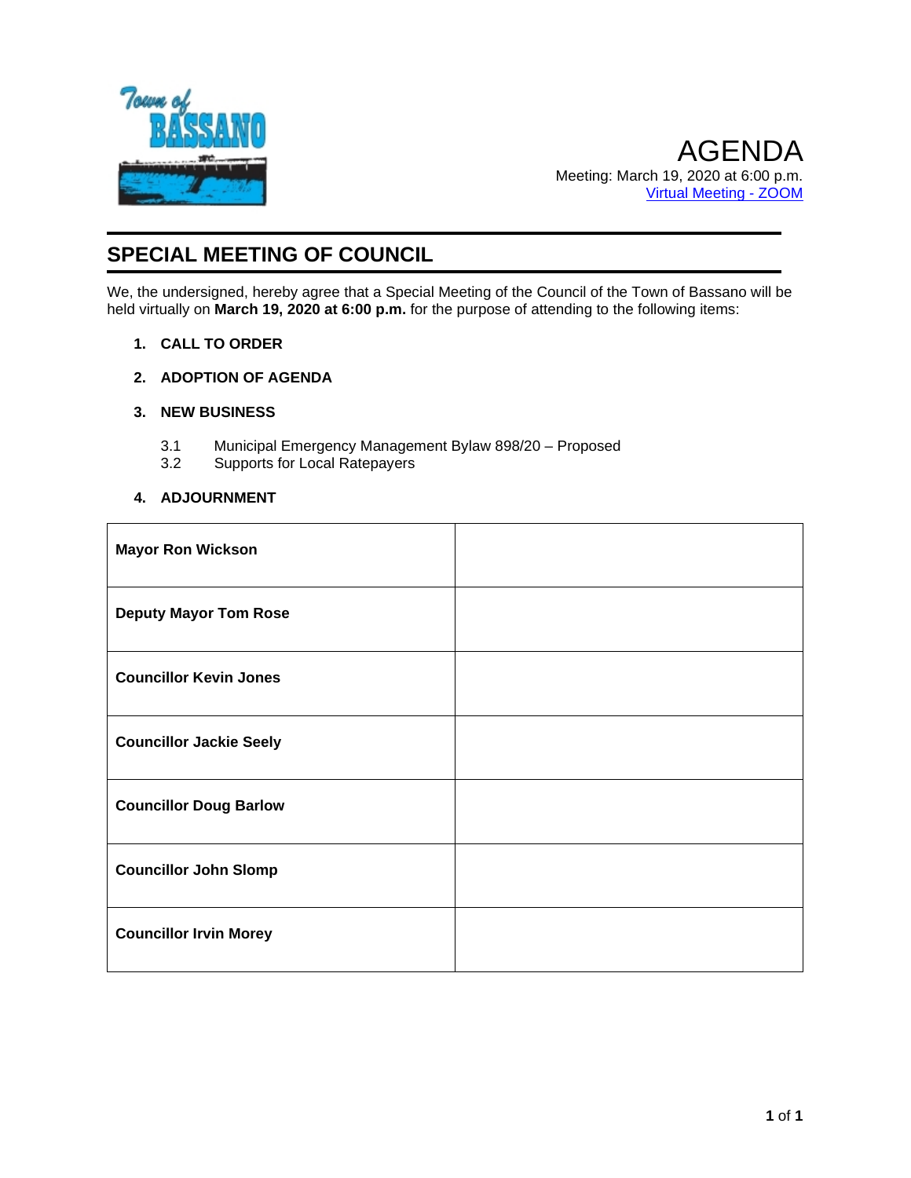# AGENDA

Meeting: March 19, 2020 at 6:00 p.m.
[Virtual Meeting - ZOOM]

## SPECIAL MEETING OF COUNCIL

We, the undersigned, hereby agree that a Special Meeting of the Council of the Town of Bassano will be held virtually on **March 19, 2020 at 6:00 p.m.** for the purpose of attending to the following items:

1. **CALL TO ORDER**
2. **ADOPTION OF AGENDA**
3. **NEW BUSINESS**

   3.1 Municipal Emergency Management Bylaw 898/20 – Proposed
   3.2 Supports for Local Ratepayers

4. **ADJOURNMENT**

| | |
|---|---|
| **Mayor Ron Wickson** | |
| **Deputy Mayor Tom Rose** | |
| **Councillor Kevin Jones** | |
| **Councillor Jackie Seely** | |
| **Councillor Doug Barlow** | |
| **Councillor John Slomp** | |
| **Councillor Irvin Morey** | |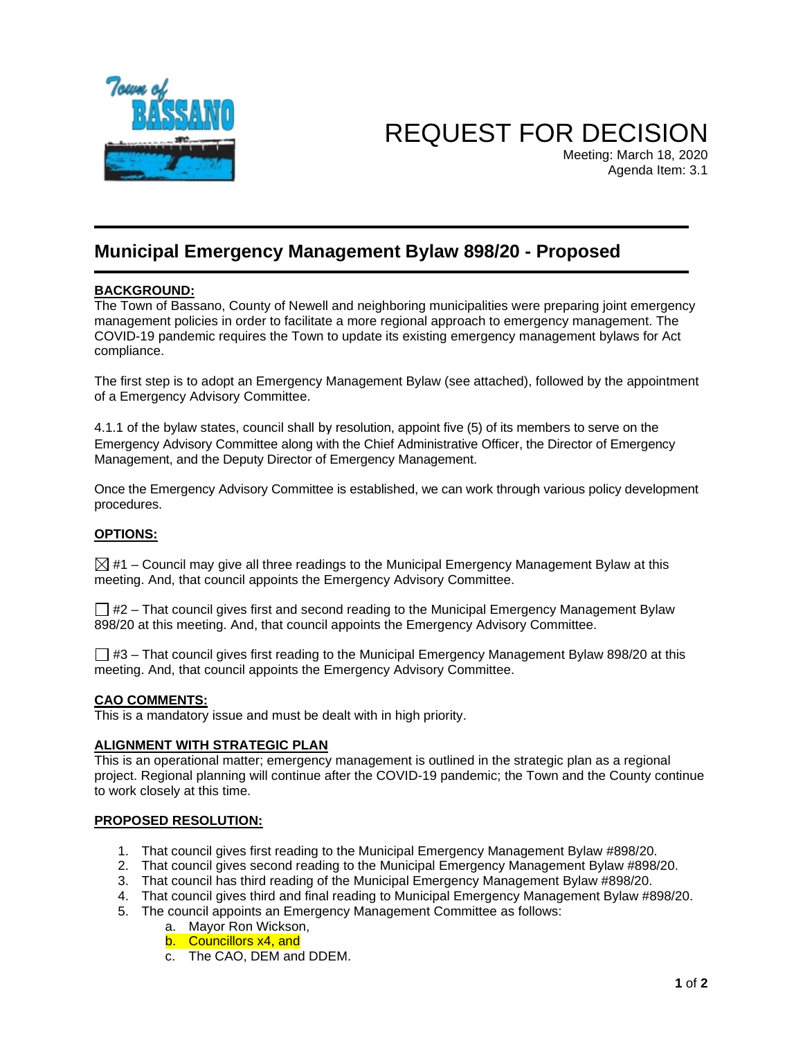# REQUEST FOR DECISION

Meeting: March 18, 2020
Agenda Item: 3.1

## Municipal Emergency Management Bylaw 898/20 - Proposed

**BACKGROUND:**

The Town of Bassano, County of Newell and neighboring municipalities were preparing joint emergency management policies in order to facilitate a more regional approach to emergency management. The COVID-19 pandemic requires the Town to update its existing emergency management bylaws for Act compliance.

The first step is to adopt an Emergency Management Bylaw (see attached), followed by the appointment of a Emergency Advisory Committee.

4.1.1 of the bylaw states, council shall by resolution, appoint five (5) of its members to serve on the Emergency Advisory Committee along with the Chief Administrative Officer, the Director of Emergency Management, and the Deputy Director of Emergency Management.

Once the Emergency Advisory Committee is established, we can work through various policy development procedures.

**OPTIONS:**

☒ #1 – Council may give all three readings to the Municipal Emergency Management Bylaw at this meeting. And, that council appoints the Emergency Advisory Committee.

☐ #2 – That council gives first and second reading to the Municipal Emergency Management Bylaw 898/20 at this meeting. And, that council appoints the Emergency Advisory Committee.

☐ #3 – That council gives first reading to the Municipal Emergency Management Bylaw 898/20 at this meeting. And, that council appoints the Emergency Advisory Committee.

**CAO COMMENTS:**

This is a mandatory issue and must be dealt with in high priority.

**ALIGNMENT WITH STRATEGIC PLAN**

This is an operational matter; emergency management is outlined in the strategic plan as a regional project. Regional planning will continue after the COVID-19 pandemic; the Town and the County continue to work closely at this time.

**PROPOSED RESOLUTION:**

1. That council gives first reading to the Municipal Emergency Management Bylaw #898/20.
2. That council gives second reading to the Municipal Emergency Management Bylaw #898/20.
3. That council has third reading of the Municipal Emergency Management Bylaw #898/20.
4. That council gives third and final reading to Municipal Emergency Management Bylaw #898/20.
5. The council appoints an Emergency Management Committee as follows:
   a. Mayor Ron Wickson,
   b. Councillors x4, and
   c. The CAO, DEM and DDEM.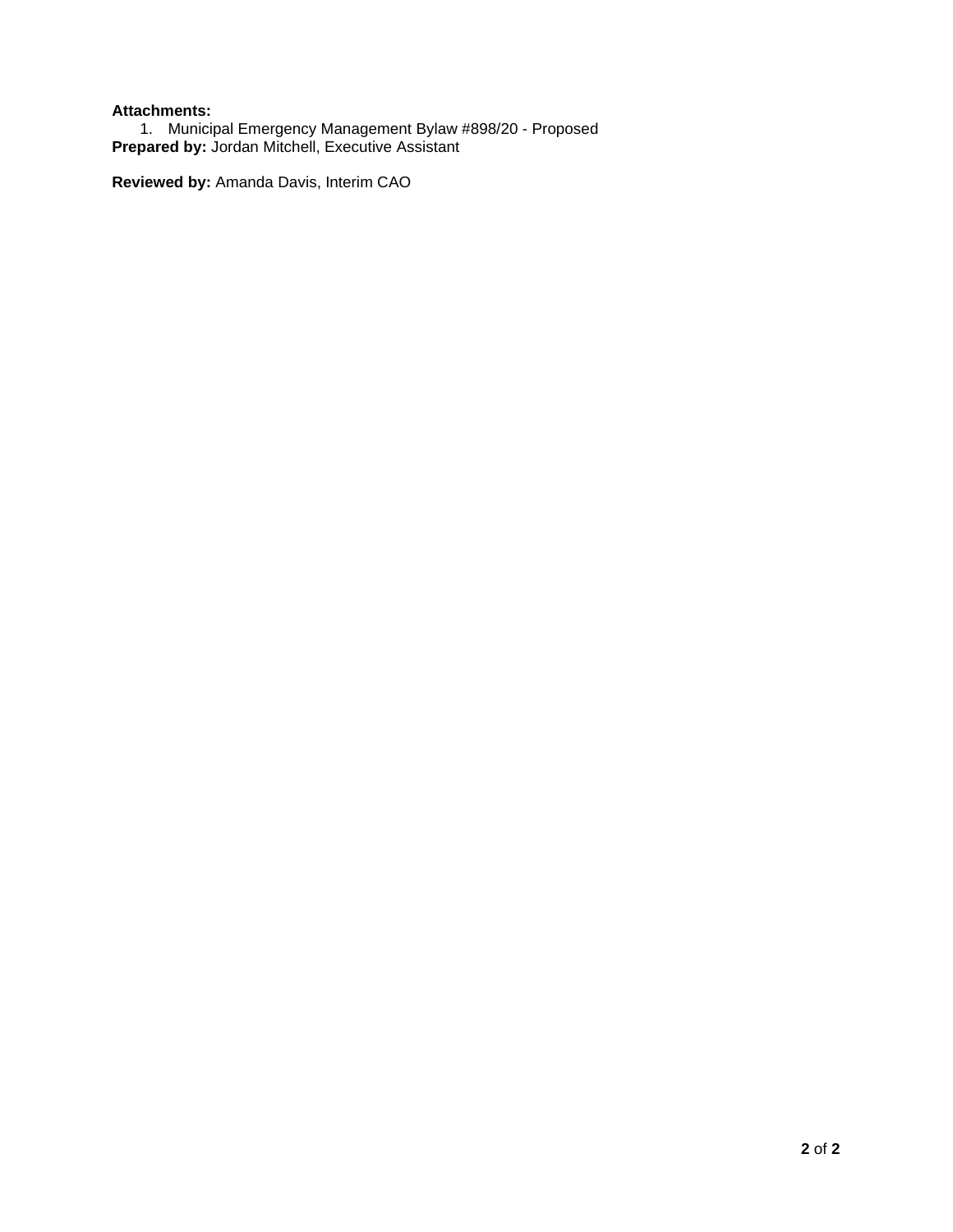**Attachments:**

1. Municipal Emergency Management Bylaw #898/20 - Proposed

**Prepared by:** Jordan Mitchell, Executive Assistant

**Reviewed by:** Amanda Davis, Interim CAO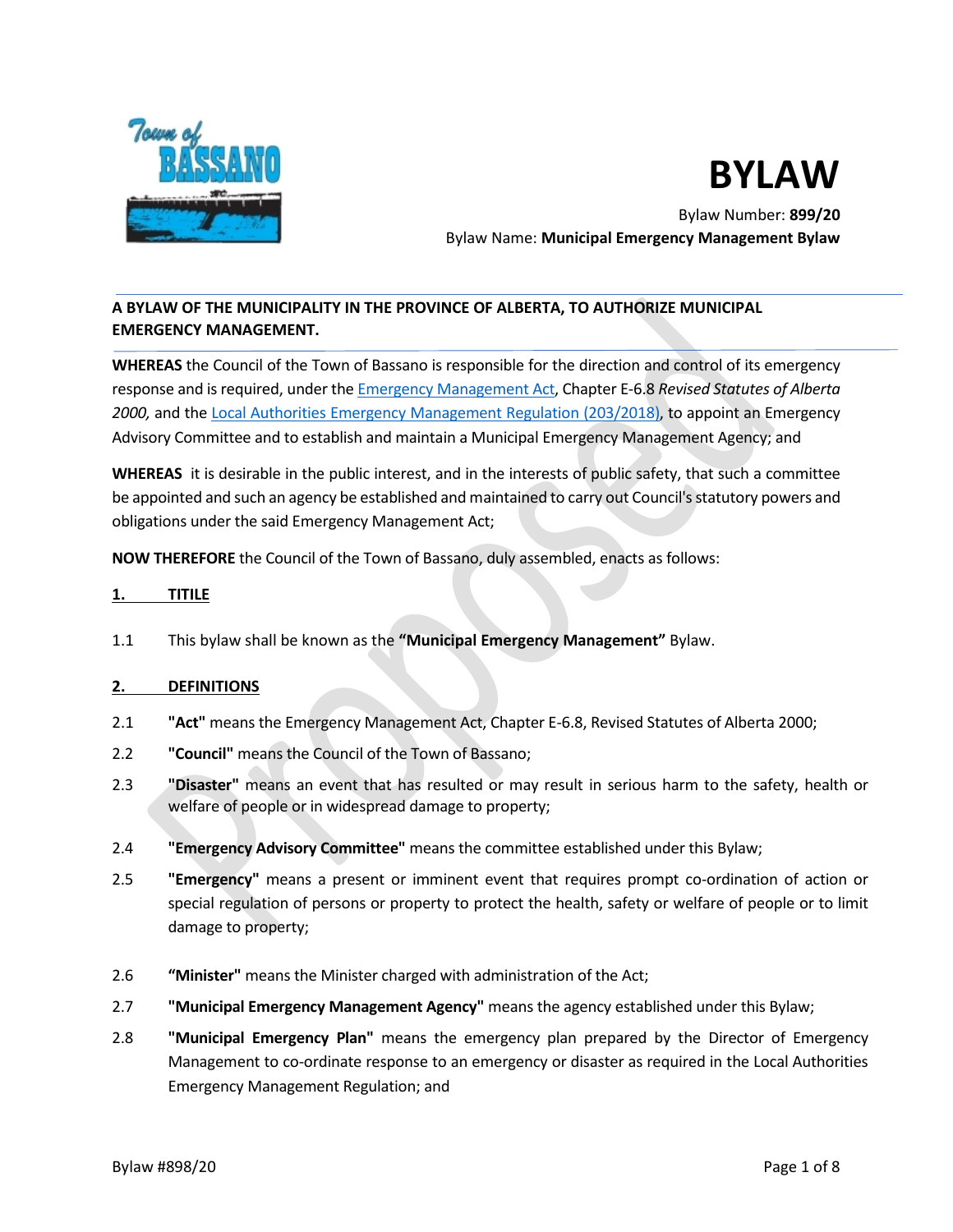# BYLAW

Bylaw Number: **899/20**

Bylaw Name: **Municipal Emergency Management Bylaw**

**A BYLAW OF THE MUNICIPALITY IN THE PROVINCE OF ALBERTA, TO AUTHORIZE MUNICIPAL EMERGENCY MANAGEMENT.**

**WHEREAS** the Council of the Town of Bassano is responsible for the direction and control of its emergency response and is required, under the Emergency Management Act, Chapter E-6.8 *Revised Statutes of Alberta 2000,* and the Local Authorities Emergency Management Regulation (203/2018), to appoint an Emergency Advisory Committee and to establish and maintain a Municipal Emergency Management Agency; and

**WHEREAS** it is desirable in the public interest, and in the interests of public safety, that such a committee be appointed and such an agency be established and maintained to carry out Council's statutory powers and obligations under the said Emergency Management Act;

**NOW THEREFORE** the Council of the Town of Bassano, duly assembled, enacts as follows:

## 1. TITILE

1.1 This bylaw shall be known as the **"Municipal Emergency Management"** Bylaw.

## 2. DEFINITIONS

2.1 **"Act"** means the Emergency Management Act, Chapter E-6.8, Revised Statutes of Alberta 2000;

2.2 **"Council"** means the Council of the Town of Bassano;

2.3 **"Disaster"** means an event that has resulted or may result in serious harm to the safety, health or welfare of people or in widespread damage to property;

2.4 **"Emergency Advisory Committee"** means the committee established under this Bylaw;

2.5 **"Emergency"** means a present or imminent event that requires prompt co-ordination of action or special regulation of persons or property to protect the health, safety or welfare of people or to limit damage to property;

2.6 **"Minister"** means the Minister charged with administration of the Act;

2.7 **"Municipal Emergency Management Agency"** means the agency established under this Bylaw;

2.8 **"Municipal Emergency Plan"** means the emergency plan prepared by the Director of Emergency Management to co-ordinate response to an emergency or disaster as required in the Local Authorities Emergency Management Regulation; and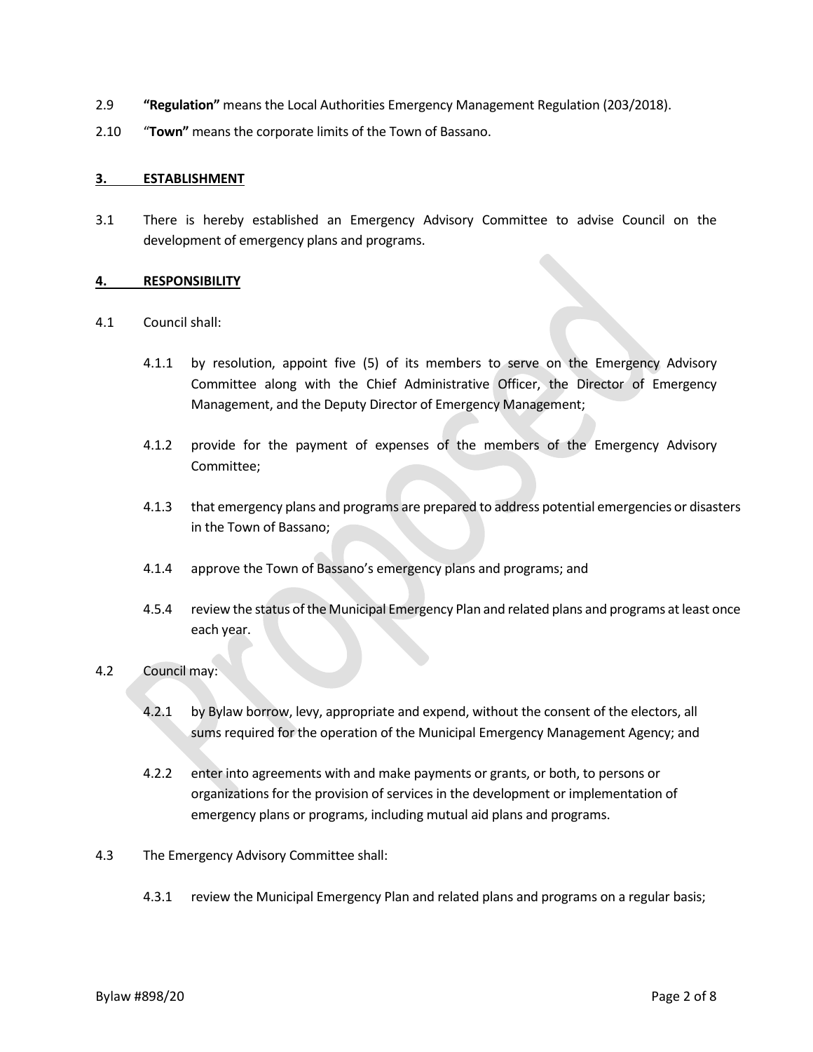2.9 **"Regulation"** means the Local Authorities Emergency Management Regulation (203/2018).

2.10 "**Town"** means the corporate limits of the Town of Bassano.

## 3. ESTABLISHMENT

3.1 There is hereby established an Emergency Advisory Committee to advise Council on the development of emergency plans and programs.

## 4. RESPONSIBILITY

4.1 Council shall:

4.1.1 by resolution, appoint five (5) of its members to serve on the Emergency Advisory Committee along with the Chief Administrative Officer, the Director of Emergency Management, and the Deputy Director of Emergency Management;

4.1.2 provide for the payment of expenses of the members of the Emergency Advisory Committee;

4.1.3 that emergency plans and programs are prepared to address potential emergencies or disasters in the Town of Bassano;

4.1.4 approve the Town of Bassano's emergency plans and programs; and

4.5.4 review the status of the Municipal Emergency Plan and related plans and programs at least once each year.

4.2 Council may:

4.2.1 by Bylaw borrow, levy, appropriate and expend, without the consent of the electors, all sums required for the operation of the Municipal Emergency Management Agency; and

4.2.2 enter into agreements with and make payments or grants, or both, to persons or organizations for the provision of services in the development or implementation of emergency plans or programs, including mutual aid plans and programs.

4.3 The Emergency Advisory Committee shall:

4.3.1 review the Municipal Emergency Plan and related plans and programs on a regular basis;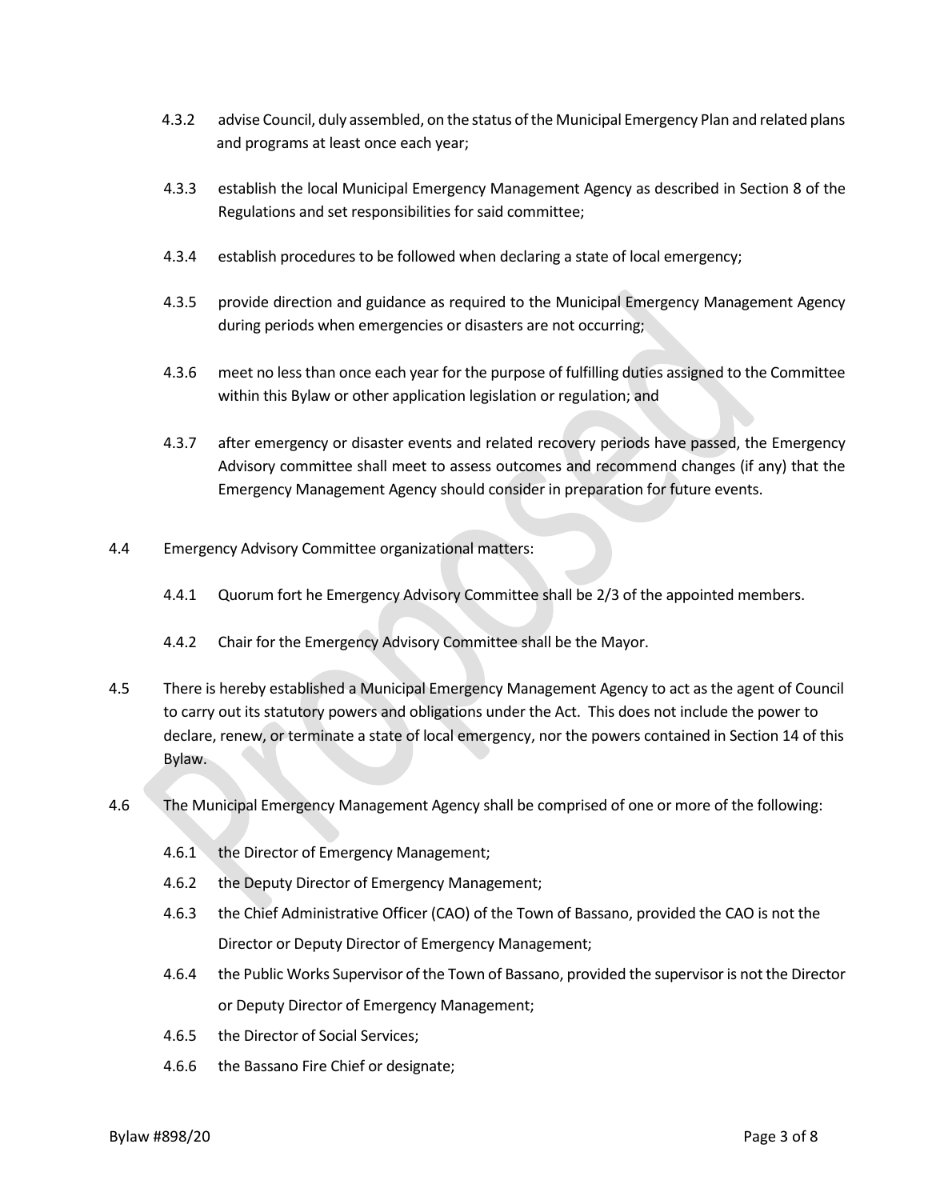4.3.2 advise Council, duly assembled, on the status of the Municipal Emergency Plan and related plans and programs at least once each year;

4.3.3 establish the local Municipal Emergency Management Agency as described in Section 8 of the Regulations and set responsibilities for said committee;

4.3.4 establish procedures to be followed when declaring a state of local emergency;

4.3.5 provide direction and guidance as required to the Municipal Emergency Management Agency during periods when emergencies or disasters are not occurring;

4.3.6 meet no less than once each year for the purpose of fulfilling duties assigned to the Committee within this Bylaw or other application legislation or regulation; and

4.3.7 after emergency or disaster events and related recovery periods have passed, the Emergency Advisory committee shall meet to assess outcomes and recommend changes (if any) that the Emergency Management Agency should consider in preparation for future events.

4.4 Emergency Advisory Committee organizational matters:

4.4.1 Quorum fort he Emergency Advisory Committee shall be 2/3 of the appointed members.

4.4.2 Chair for the Emergency Advisory Committee shall be the Mayor.

4.5 There is hereby established a Municipal Emergency Management Agency to act as the agent of Council to carry out its statutory powers and obligations under the Act. This does not include the power to declare, renew, or terminate a state of local emergency, nor the powers contained in Section 14 of this Bylaw.

4.6 The Municipal Emergency Management Agency shall be comprised of one or more of the following:

4.6.1 the Director of Emergency Management;

4.6.2 the Deputy Director of Emergency Management;

4.6.3 the Chief Administrative Officer (CAO) of the Town of Bassano, provided the CAO is not the Director or Deputy Director of Emergency Management;

4.6.4 the Public Works Supervisor of the Town of Bassano, provided the supervisor is not the Director or Deputy Director of Emergency Management;

4.6.5 the Director of Social Services;

4.6.6 the Bassano Fire Chief or designate;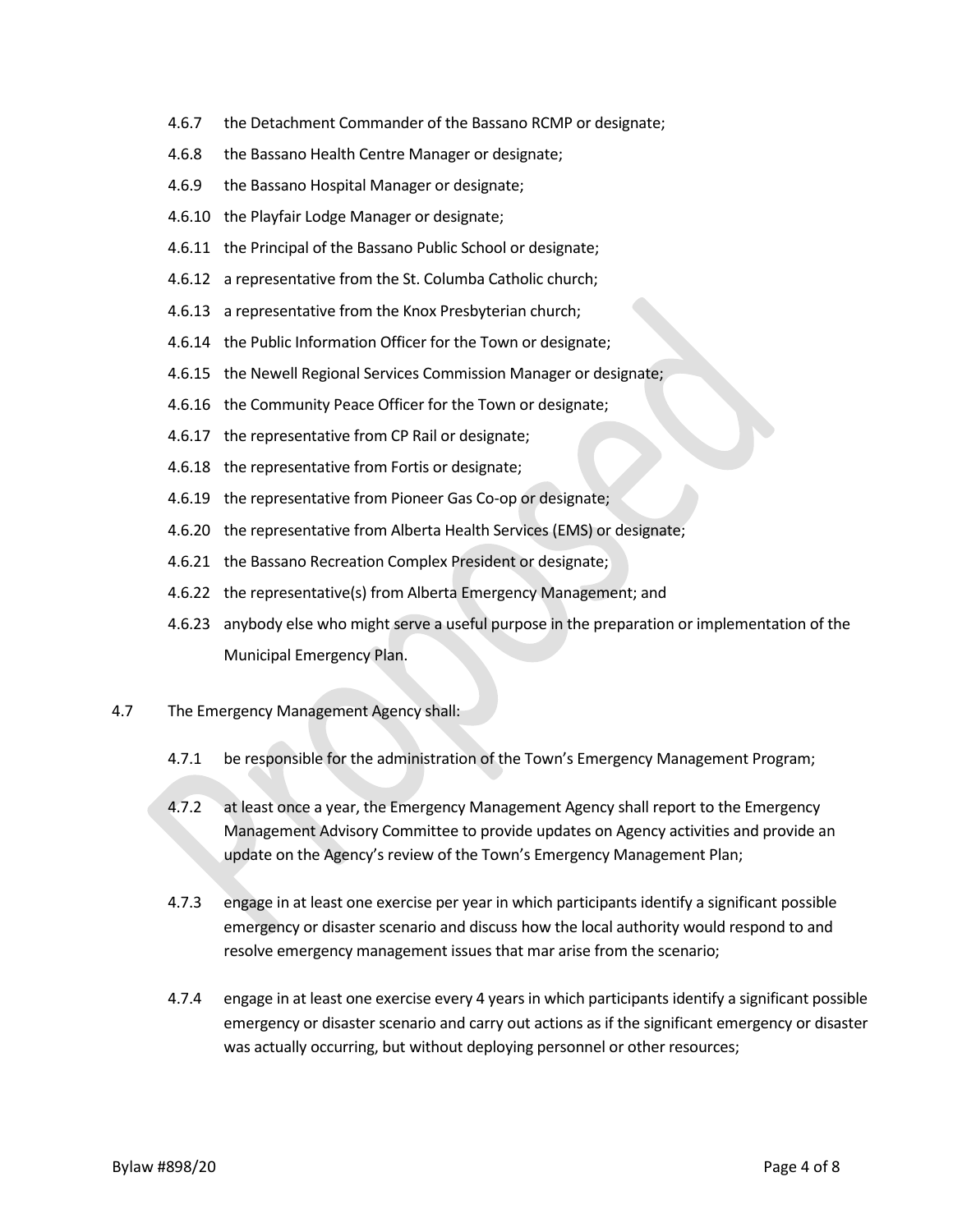4.6.7 the Detachment Commander of the Bassano RCMP or designate;

4.6.8 the Bassano Health Centre Manager or designate;

4.6.9 the Bassano Hospital Manager or designate;

4.6.10 the Playfair Lodge Manager or designate;

4.6.11 the Principal of the Bassano Public School or designate;

4.6.12 a representative from the St. Columba Catholic church;

4.6.13 a representative from the Knox Presbyterian church;

4.6.14 the Public Information Officer for the Town or designate;

4.6.15 the Newell Regional Services Commission Manager or designate;

4.6.16 the Community Peace Officer for the Town or designate;

4.6.17 the representative from CP Rail or designate;

4.6.18 the representative from Fortis or designate;

4.6.19 the representative from Pioneer Gas Co-op or designate;

4.6.20 the representative from Alberta Health Services (EMS) or designate;

4.6.21 the Bassano Recreation Complex President or designate;

4.6.22 the representative(s) from Alberta Emergency Management; and

4.6.23 anybody else who might serve a useful purpose in the preparation or implementation of the Municipal Emergency Plan.

4.7 The Emergency Management Agency shall:

4.7.1 be responsible for the administration of the Town's Emergency Management Program;

4.7.2 at least once a year, the Emergency Management Agency shall report to the Emergency Management Advisory Committee to provide updates on Agency activities and provide an update on the Agency's review of the Town's Emergency Management Plan;

4.7.3 engage in at least one exercise per year in which participants identify a significant possible emergency or disaster scenario and discuss how the local authority would respond to and resolve emergency management issues that mar arise from the scenario;

4.7.4 engage in at least one exercise every 4 years in which participants identify a significant possible emergency or disaster scenario and carry out actions as if the significant emergency or disaster was actually occurring, but without deploying personnel or other resources;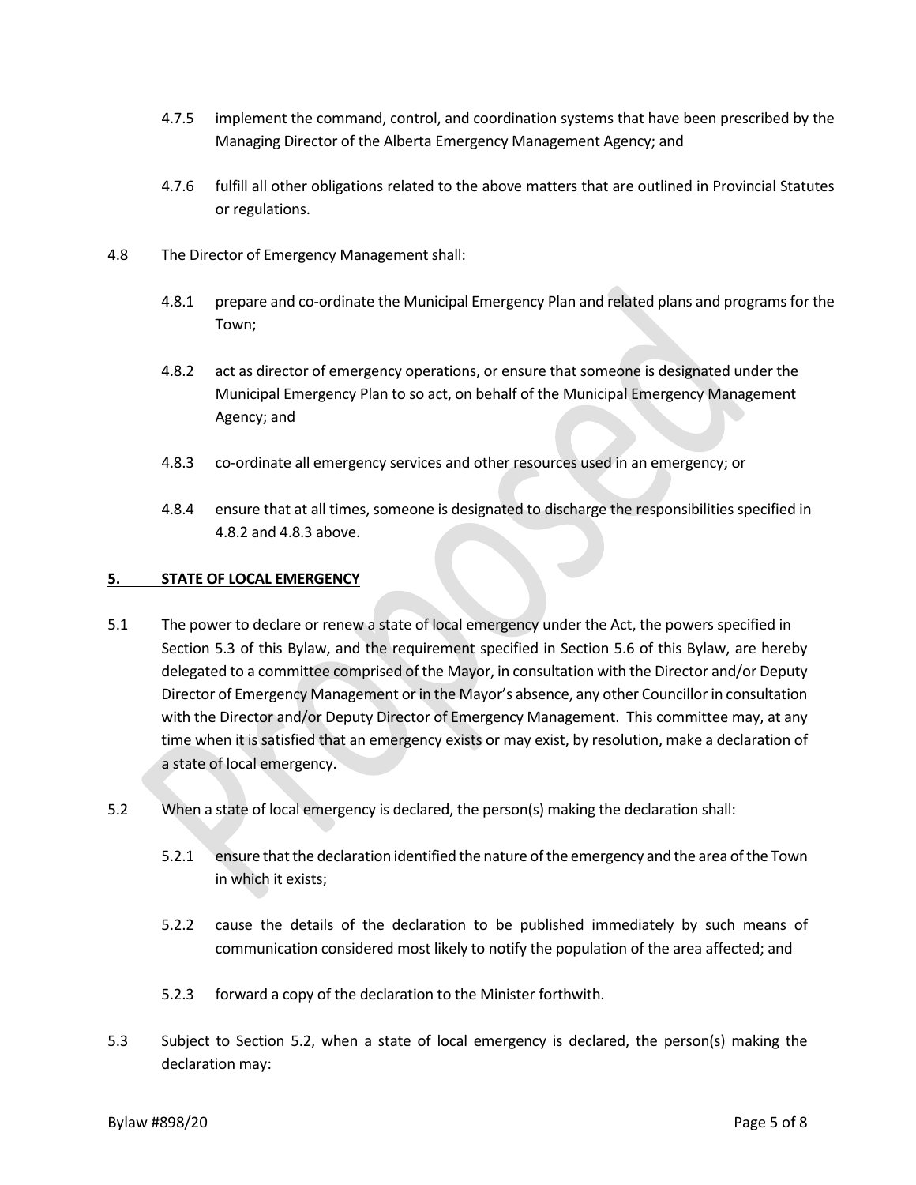4.7.5 implement the command, control, and coordination systems that have been prescribed by the Managing Director of the Alberta Emergency Management Agency; and

4.7.6 fulfill all other obligations related to the above matters that are outlined in Provincial Statutes or regulations.

4.8 The Director of Emergency Management shall:

4.8.1 prepare and co-ordinate the Municipal Emergency Plan and related plans and programs for the Town;

4.8.2 act as director of emergency operations, or ensure that someone is designated under the Municipal Emergency Plan to so act, on behalf of the Municipal Emergency Management Agency; and

4.8.3 co-ordinate all emergency services and other resources used in an emergency; or

4.8.4 ensure that at all times, someone is designated to discharge the responsibilities specified in 4.8.2 and 4.8.3 above.

## 5. STATE OF LOCAL EMERGENCY

5.1 The power to declare or renew a state of local emergency under the Act, the powers specified in Section 5.3 of this Bylaw, and the requirement specified in Section 5.6 of this Bylaw, are hereby delegated to a committee comprised of the Mayor, in consultation with the Director and/or Deputy Director of Emergency Management or in the Mayor's absence, any other Councillor in consultation with the Director and/or Deputy Director of Emergency Management. This committee may, at any time when it is satisfied that an emergency exists or may exist, by resolution, make a declaration of a state of local emergency.

5.2 When a state of local emergency is declared, the person(s) making the declaration shall:

5.2.1 ensure that the declaration identified the nature of the emergency and the area of the Town in which it exists;

5.2.2 cause the details of the declaration to be published immediately by such means of communication considered most likely to notify the population of the area affected; and

5.2.3 forward a copy of the declaration to the Minister forthwith.

5.3 Subject to Section 5.2, when a state of local emergency is declared, the person(s) making the declaration may: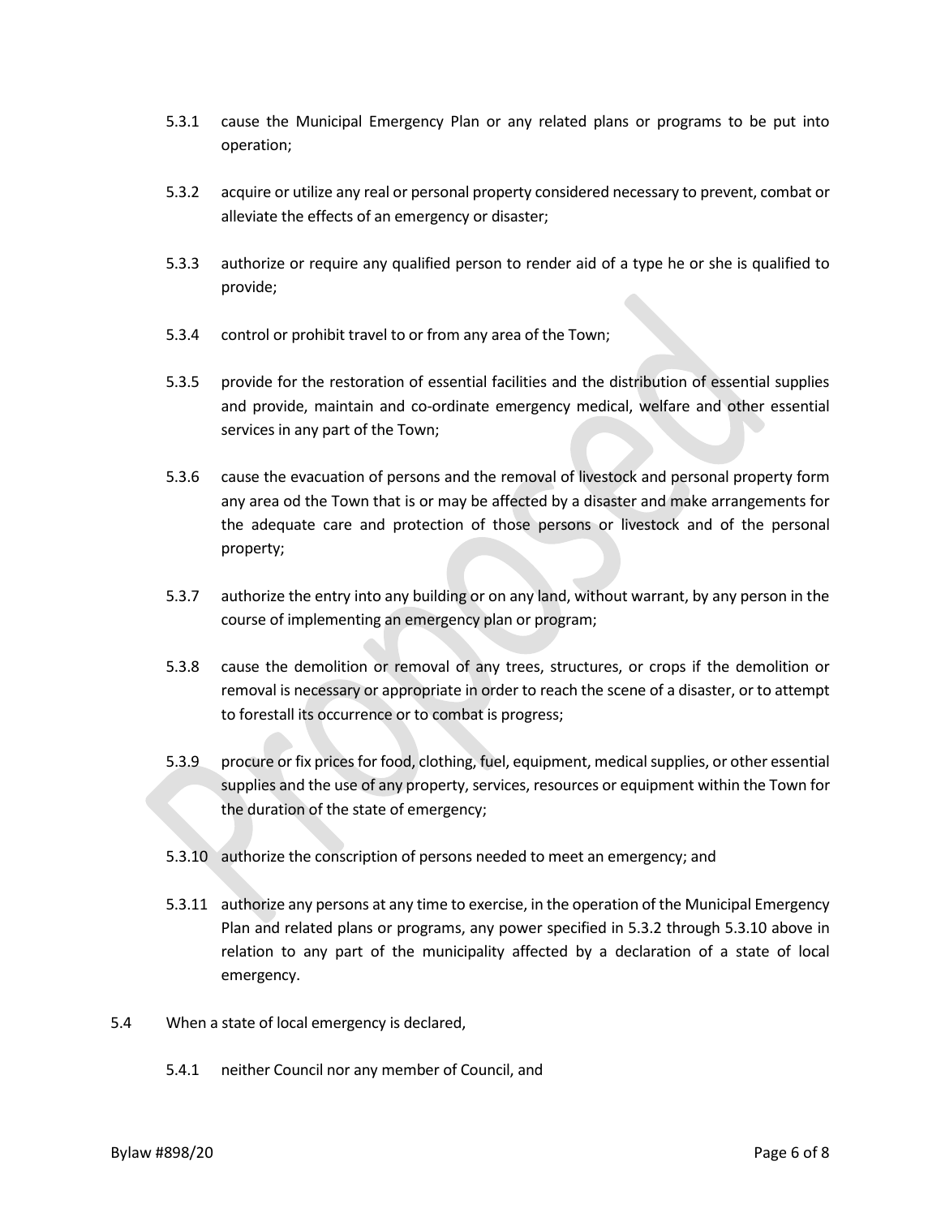5.3.1 cause the Municipal Emergency Plan or any related plans or programs to be put into operation;

5.3.2 acquire or utilize any real or personal property considered necessary to prevent, combat or alleviate the effects of an emergency or disaster;

5.3.3 authorize or require any qualified person to render aid of a type he or she is qualified to provide;

5.3.4 control or prohibit travel to or from any area of the Town;

5.3.5 provide for the restoration of essential facilities and the distribution of essential supplies and provide, maintain and co-ordinate emergency medical, welfare and other essential services in any part of the Town;

5.3.6 cause the evacuation of persons and the removal of livestock and personal property form any area od the Town that is or may be affected by a disaster and make arrangements for the adequate care and protection of those persons or livestock and of the personal property;

5.3.7 authorize the entry into any building or on any land, without warrant, by any person in the course of implementing an emergency plan or program;

5.3.8 cause the demolition or removal of any trees, structures, or crops if the demolition or removal is necessary or appropriate in order to reach the scene of a disaster, or to attempt to forestall its occurrence or to combat is progress;

5.3.9 procure or fix prices for food, clothing, fuel, equipment, medical supplies, or other essential supplies and the use of any property, services, resources or equipment within the Town for the duration of the state of emergency;

5.3.10 authorize the conscription of persons needed to meet an emergency; and

5.3.11 authorize any persons at any time to exercise, in the operation of the Municipal Emergency Plan and related plans or programs, any power specified in 5.3.2 through 5.3.10 above in relation to any part of the municipality affected by a declaration of a state of local emergency.

5.4 When a state of local emergency is declared,

5.4.1 neither Council nor any member of Council, and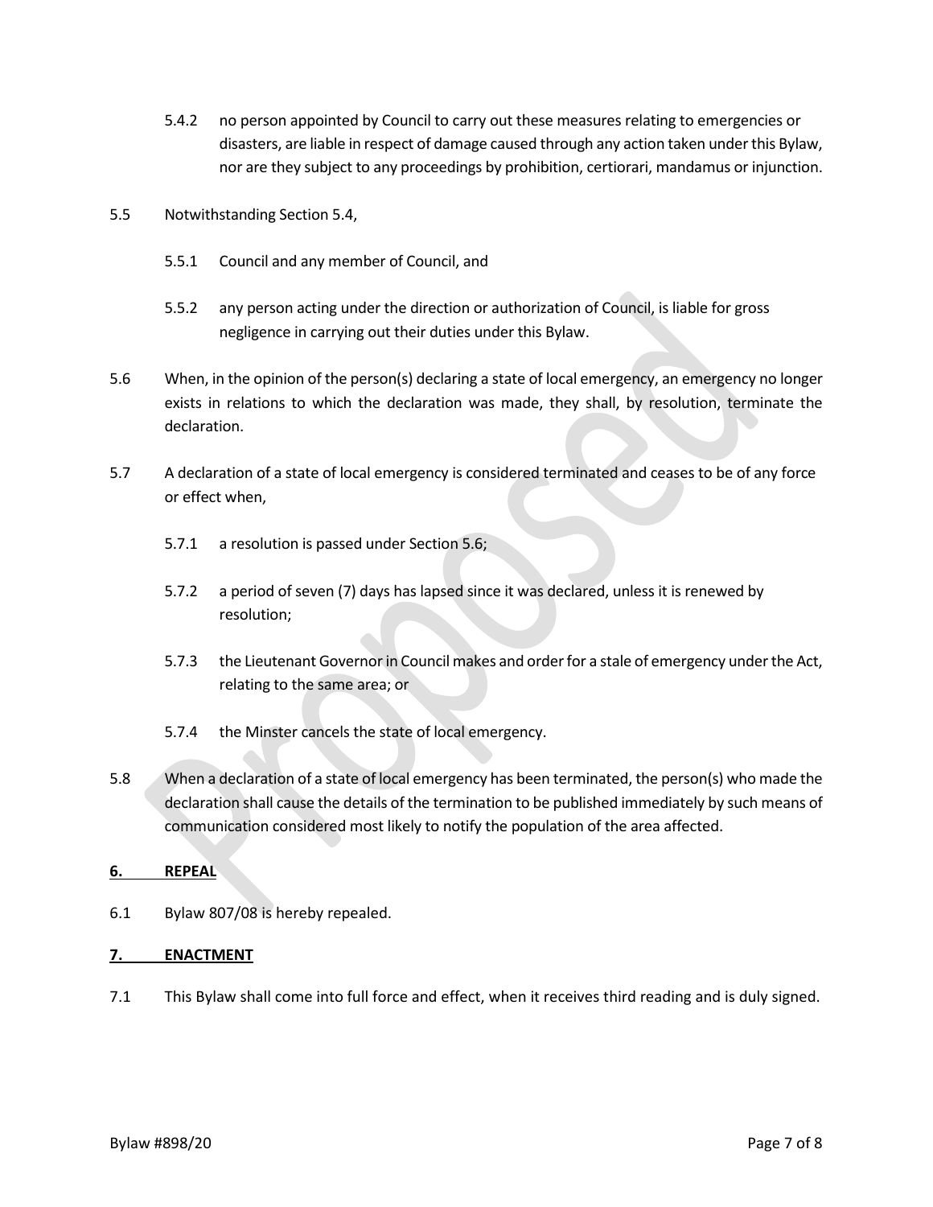5.4.2 no person appointed by Council to carry out these measures relating to emergencies or disasters, are liable in respect of damage caused through any action taken under this Bylaw, nor are they subject to any proceedings by prohibition, certiorari, mandamus or injunction.

5.5 Notwithstanding Section 5.4,

5.5.1 Council and any member of Council, and

5.5.2 any person acting under the direction or authorization of Council, is liable for gross negligence in carrying out their duties under this Bylaw.

5.6 When, in the opinion of the person(s) declaring a state of local emergency, an emergency no longer exists in relations to which the declaration was made, they shall, by resolution, terminate the declaration.

5.7 A declaration of a state of local emergency is considered terminated and ceases to be of any force or effect when,

5.7.1 a resolution is passed under Section 5.6;

5.7.2 a period of seven (7) days has lapsed since it was declared, unless it is renewed by resolution;

5.7.3 the Lieutenant Governor in Council makes and order for a stale of emergency under the Act, relating to the same area; or

5.7.4 the Minster cancels the state of local emergency.

5.8 When a declaration of a state of local emergency has been terminated, the person(s) who made the declaration shall cause the details of the termination to be published immediately by such means of communication considered most likely to notify the population of the area affected.

**6. REPEAL**

6.1 Bylaw 807/08 is hereby repealed.

**7. ENACTMENT**

7.1 This Bylaw shall come into full force and effect, when it receives third reading and is duly signed.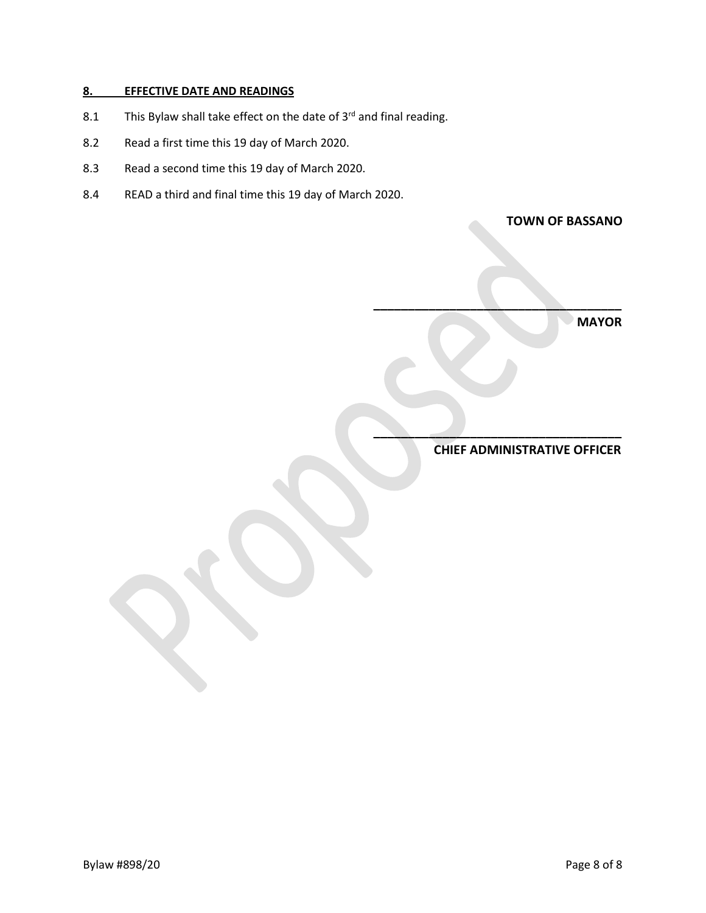## 8. EFFECTIVE DATE AND READINGS

8.1 This Bylaw shall take effect on the date of 3rd and final reading.

8.2 Read a first time this 19 day of March 2020.

8.3 Read a second time this 19 day of March 2020.

8.4 READ a third and final time this 19 day of March 2020.

**TOWN OF BASSANO**

\_\_\_\_\_\_\_\_\_\_\_\_\_\_\_\_\_\_\_\_\_\_\_\_\_\_\_\_\_\_\_\_\_\_\_\_

**MAYOR**

\_\_\_\_\_\_\_\_\_\_\_\_\_\_\_\_\_\_\_\_\_\_\_\_\_\_\_\_\_\_\_\_\_\_\_\_

**CHIEF ADMINISTRATIVE OFFICER**

Proposed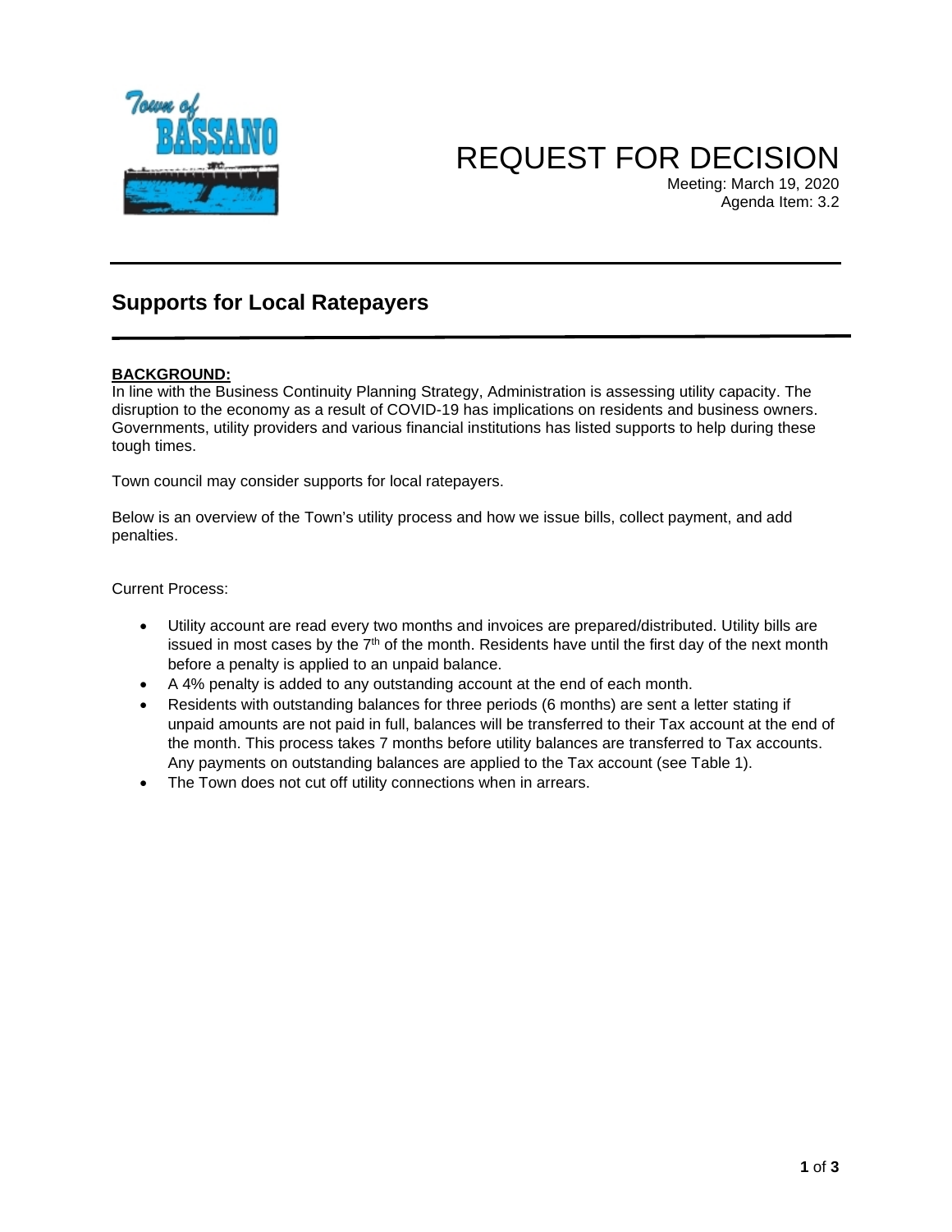# REQUEST FOR DECISION

Meeting: March 19, 2020
Agenda Item: 3.2

## Supports for Local Ratepayers

**BACKGROUND:**
In line with the Business Continuity Planning Strategy, Administration is assessing utility capacity. The disruption to the economy as a result of COVID-19 has implications on residents and business owners. Governments, utility providers and various financial institutions has listed supports to help during these tough times.

Town council may consider supports for local ratepayers.

Below is an overview of the Town's utility process and how we issue bills, collect payment, and add penalties.

Current Process:

- Utility account are read every two months and invoices are prepared/distributed. Utility bills are issued in most cases by the 7th of the month. Residents have until the first day of the next month before a penalty is applied to an unpaid balance.
- A 4% penalty is added to any outstanding account at the end of each month.
- Residents with outstanding balances for three periods (6 months) are sent a letter stating if unpaid amounts are not paid in full, balances will be transferred to their Tax account at the end of the month. This process takes 7 months before utility balances are transferred to Tax accounts. Any payments on outstanding balances are applied to the Tax account (see Table 1).
- The Town does not cut off utility connections when in arrears.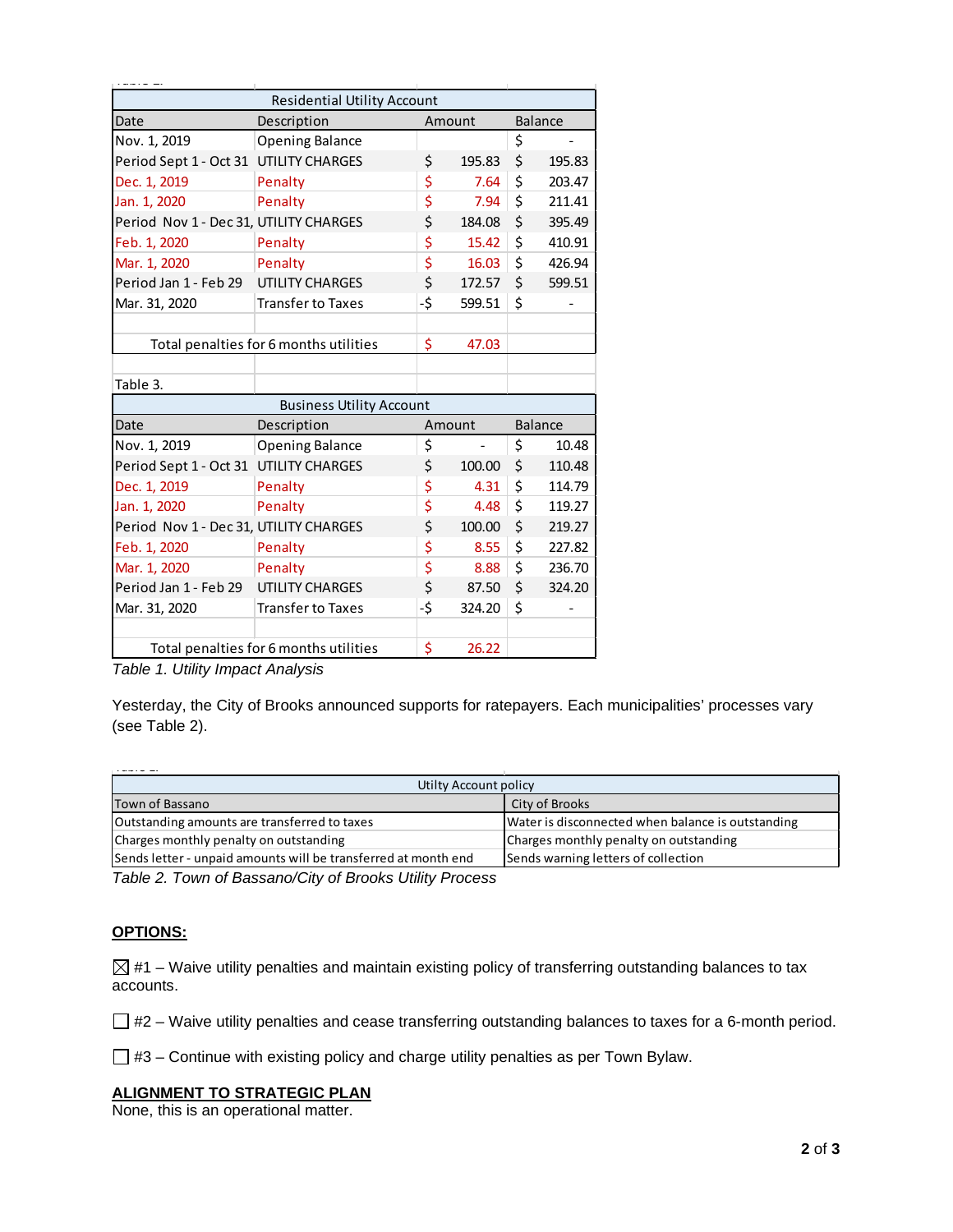| Residential Utility Account | | | |
|---|---|---|---|
| Date | Description | Amount | Balance |
| Nov. 1, 2019 | Opening Balance | | $ - |
| Period Sept 1 - Oct 31 | UTILITY CHARGES | $ 195.83 | $ 195.83 |
| Dec. 1, 2019 | Penalty | $ 7.64 | $ 203.47 |
| Jan. 1, 2020 | Penalty | $ 7.94 | $ 211.41 |
| Period Nov 1 - Dec 31, | UTILITY CHARGES | $ 184.08 | $ 395.49 |
| Feb. 1, 2020 | Penalty | $ 15.42 | $ 410.91 |
| Mar. 1, 2020 | Penalty | $ 16.03 | $ 426.94 |
| Period Jan 1 - Feb 29 | UTILITY CHARGES | $ 172.57 | $ 599.51 |
| Mar. 31, 2020 | Transfer to Taxes | -$ 599.51 | $ - |
| | | | |
| Total penalties for 6 months utilities | | $ 47.03 | |

Table 3.

| Business Utility Account | | | |
|---|---|---|---|
| Date | Description | Amount | Balance |
| Nov. 1, 2019 | Opening Balance | $ - | $ 10.48 |
| Period Sept 1 - Oct 31 | UTILITY CHARGES | $ 100.00 | $ 110.48 |
| Dec. 1, 2019 | Penalty | $ 4.31 | $ 114.79 |
| Jan. 1, 2020 | Penalty | $ 4.48 | $ 119.27 |
| Period Nov 1 - Dec 31, | UTILITY CHARGES | $ 100.00 | $ 219.27 |
| Feb. 1, 2020 | Penalty | $ 8.55 | $ 227.82 |
| Mar. 1, 2020 | Penalty | $ 8.88 | $ 236.70 |
| Period Jan 1 - Feb 29 | UTILITY CHARGES | $ 87.50 | $ 324.20 |
| Mar. 31, 2020 | Transfer to Taxes | -$ 324.20 | $ - |
| | | | |
| Total penalties for 6 months utilities | | $ 26.22 | |

*Table 1. Utility Impact Analysis*

Yesterday, the City of Brooks announced supports for ratepayers. Each municipalities' processes vary (see Table 2).

| Utilty Account policy | |
|---|---|
| Town of Bassano | City of Brooks |
| Outstanding amounts are transferred to taxes | Water is disconnected when balance is outstanding |
| Charges monthly penalty on outstanding | Charges monthly penalty on outstanding |
| Sends letter - unpaid amounts will be transferred at month end | Sends warning letters of collection |

*Table 2. Town of Bassano/City of Brooks Utility Process*

## OPTIONS:

☒ #1 – Waive utility penalties and maintain existing policy of transferring outstanding balances to tax accounts.

☐ #2 – Waive utility penalties and cease transferring outstanding balances to taxes for a 6-month period.

☐ #3 – Continue with existing policy and charge utility penalties as per Town Bylaw.

## ALIGNMENT TO STRATEGIC PLAN

None, this is an operational matter.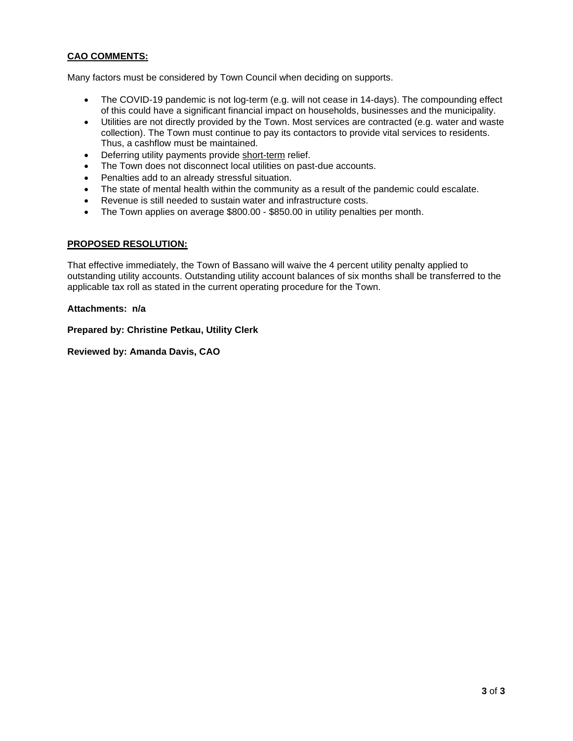**CAO COMMENTS:**

Many factors must be considered by Town Council when deciding on supports.

- The COVID-19 pandemic is not log-term (e.g. will not cease in 14-days). The compounding effect of this could have a significant financial impact on households, businesses and the municipality.
- Utilities are not directly provided by the Town. Most services are contracted (e.g. water and waste collection). The Town must continue to pay its contactors to provide vital services to residents. Thus, a cashflow must be maintained.
- Deferring utility payments provide short-term relief.
- The Town does not disconnect local utilities on past-due accounts.
- Penalties add to an already stressful situation.
- The state of mental health within the community as a result of the pandemic could escalate.
- Revenue is still needed to sustain water and infrastructure costs.
- The Town applies on average $800.00 - $850.00 in utility penalties per month.

**PROPOSED RESOLUTION:**

That effective immediately, the Town of Bassano will waive the 4 percent utility penalty applied to outstanding utility accounts. Outstanding utility account balances of six months shall be transferred to the applicable tax roll as stated in the current operating procedure for the Town.

**Attachments: n/a**

**Prepared by: Christine Petkau, Utility Clerk**

**Reviewed by: Amanda Davis, CAO**